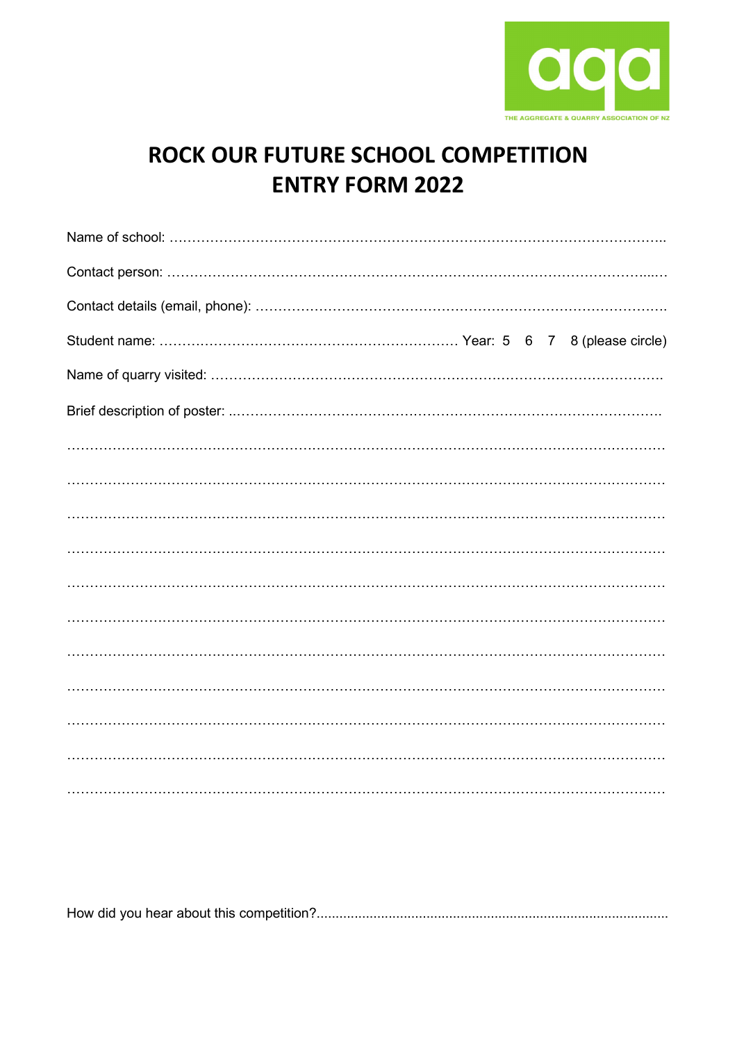aqa

THE AGGREGATE & QUARRY ASSOCIATION OF NZ

# ROCK OUR FUTURE SCHOOL COMPETITION
# ENTRY FORM 2022

Name of school: …………………………………………………………………………………………………..

Contact person: ……………………………………………………………………………………………...…

Contact details (email, phone): ……………………………………………………………………………….

Student name: ………………………………………………………… Year: 5 6 7 8 (please circle)

Name of quarry visited: ………………………………………………………………………………………

Brief description of poster: ..……………….……………………….……………….……………………..

……………………………………………………………………………………………………………………

……………………………………………………………………………………………………………………

……………………………………………………………………………………………………………………

……………………………………………………………………………………………………………………

……………………………………………………………………………………………………………………

……………………………………………………………………………………………………………………

……………………………………………………………………………………………………………………

……………………………………………………………………………………………………………………

……………………………………………………………………………………………………………………

……………………………………………………………………………………………………………………

……………………………………………………………………………………………………………………

How did you hear about this competition?.............................................................................................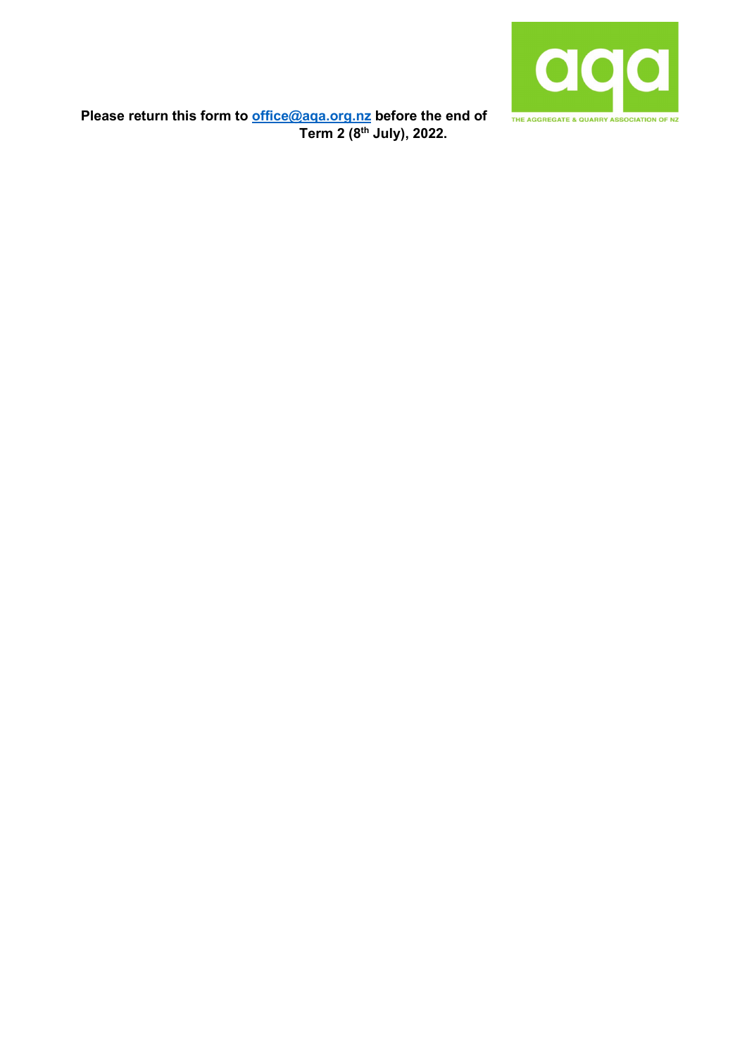**Please return this form to office@aqa.org.nz before the end of Term 2 (8th July), 2022.**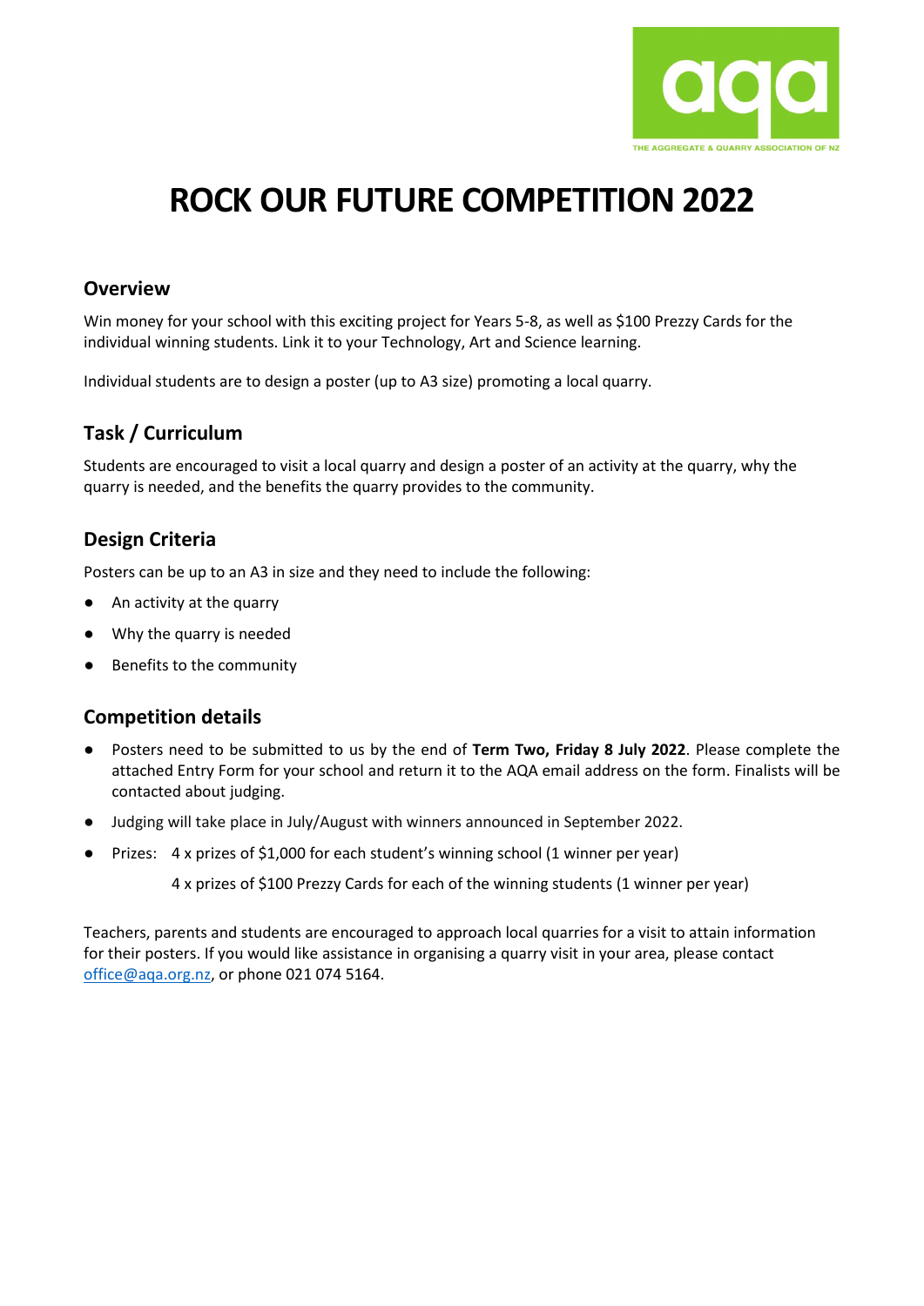# ROCK OUR FUTURE COMPETITION 2022

## Overview

Win money for your school with this exciting project for Years 5-8, as well as $100 Prezzy Cards for the individual winning students. Link it to your Technology, Art and Science learning.

Individual students are to design a poster (up to A3 size) promoting a local quarry.

## Task / Curriculum

Students are encouraged to visit a local quarry and design a poster of an activity at the quarry, why the quarry is needed, and the benefits the quarry provides to the community.

## Design Criteria

Posters can be up to an A3 in size and they need to include the following:

- An activity at the quarry
- Why the quarry is needed
- Benefits to the community

## Competition details

- Posters need to be submitted to us by the end of **Term Two, Friday 8 July 2022**. Please complete the attached Entry Form for your school and return it to the AQA email address on the form. Finalists will be contacted about judging.
- Judging will take place in July/August with winners announced in September 2022.
- Prizes: 4 x prizes of $1,000 for each student's winning school (1 winner per year)

  4 x prizes of $100 Prezzy Cards for each of the winning students (1 winner per year)

Teachers, parents and students are encouraged to approach local quarries for a visit to attain information for their posters. If you would like assistance in organising a quarry visit in your area, please contact office@aqa.org.nz, or phone 021 074 5164.